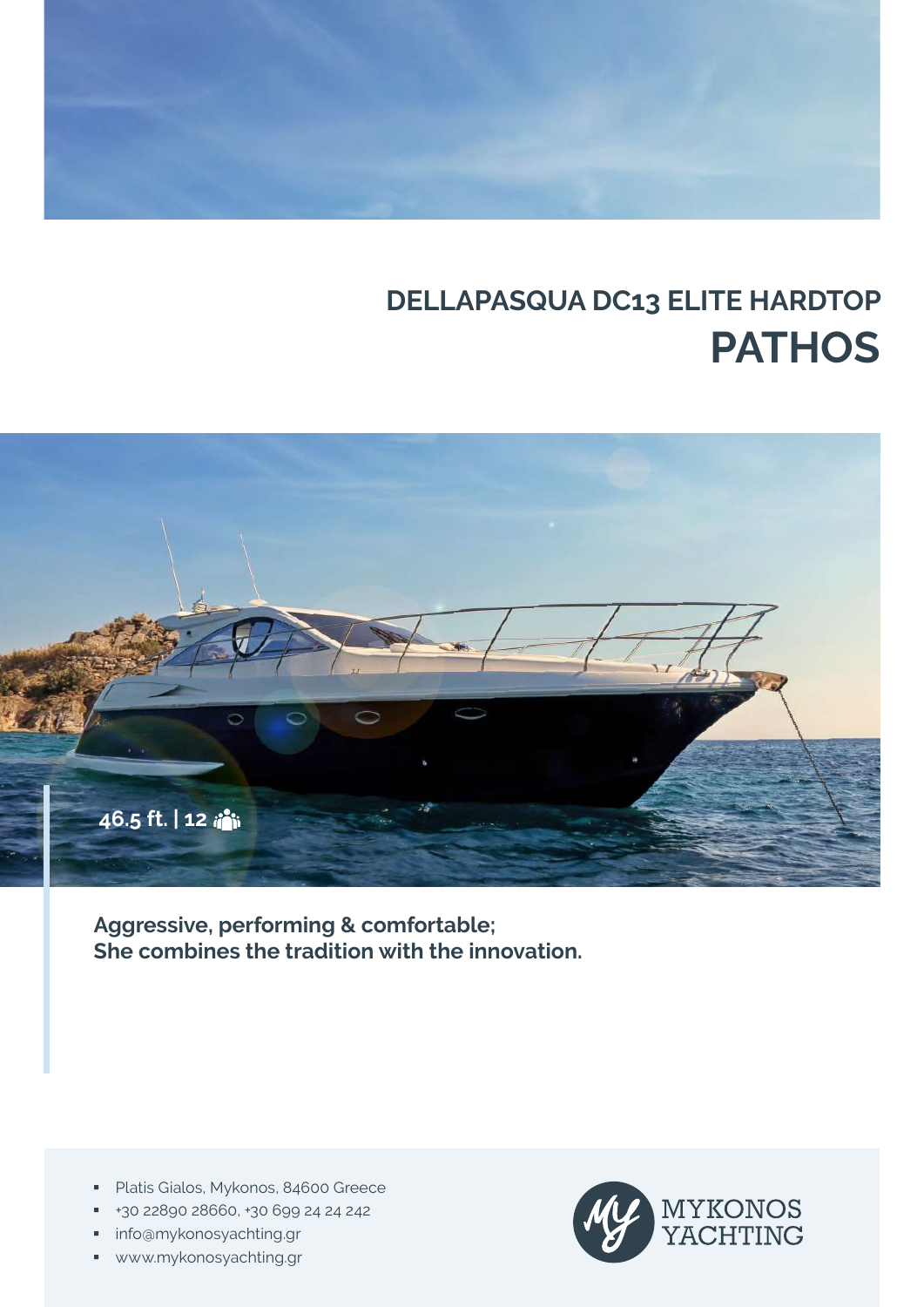# DELLAPASQUA DC13 ELITE HARDTOP
# PATHOS

46.5 ft. | 12

**Aggressive, performing & comfortable;**
**She combines the tradition with the innovation.**

- Platis Gialos, Mykonos, 84600 Greece
- +30 22890 28660, +30 699 24 24 242
- info@mykonosyachting.gr
- www.mykonosyachting.gr

MYKONOS YACHTING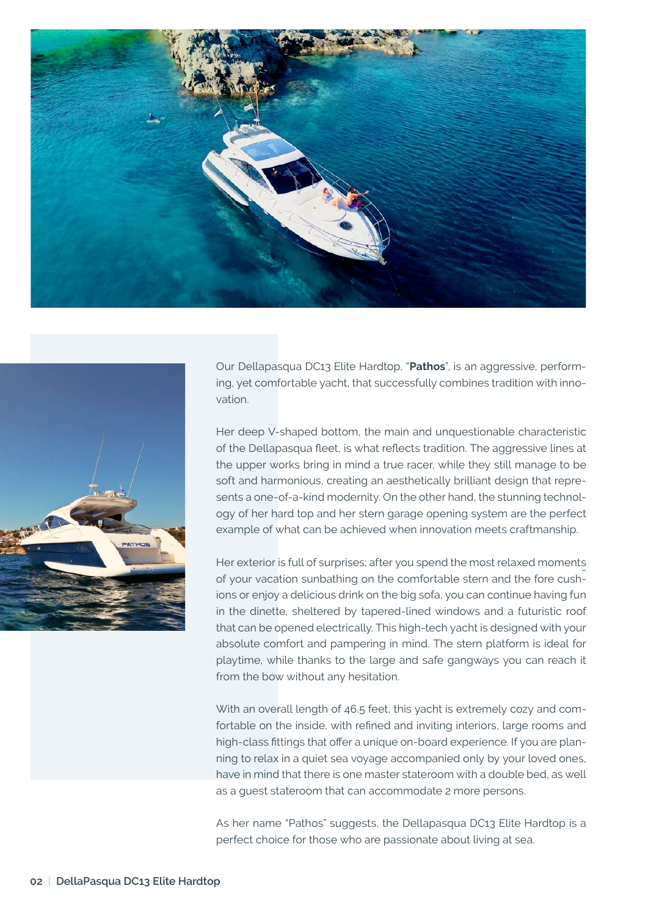Our Dellapasqua DC13 Elite Hardtop, "**Pathos**", is an aggressive, performing, yet comfortable yacht, that successfully combines tradition with innovation.

Her deep V-shaped bottom, the main and unquestionable characteristic of the Dellapasqua fleet, is what reflects tradition. The aggressive lines at the upper works bring in mind a true racer, while they still manage to be soft and harmonious, creating an aesthetically brilliant design that represents a one-of-a-kind modernity. On the other hand, the stunning technology of her hard top and her stern garage opening system are the perfect example of what can be achieved when innovation meets craftmanship.

Her exterior is full of surprises; after you spend the most relaxed moments of your vacation sunbathing on the comfortable stern and the fore cushions or enjoy a delicious drink on the big sofa, you can continue having fun in the dinette, sheltered by tapered-lined windows and a futuristic roof that can be opened electrically. This high-tech yacht is designed with your absolute comfort and pampering in mind. The stern platform is ideal for playtime, while thanks to the large and safe gangways you can reach it from the bow without any hesitation.

With an overall length of 46.5 feet, this yacht is extremely cozy and comfortable on the inside, with refined and inviting interiors, large rooms and high-class fittings that offer a unique on-board experience. If you are planning to relax in a quiet sea voyage accompanied only by your loved ones, have in mind that there is one master stateroom with a double bed, as well as a guest stateroom that can accommodate 2 more persons.

As her name "Pathos" suggests, the Dellapasqua DC13 Elite Hardtop is a perfect choice for those who are passionate about living at sea.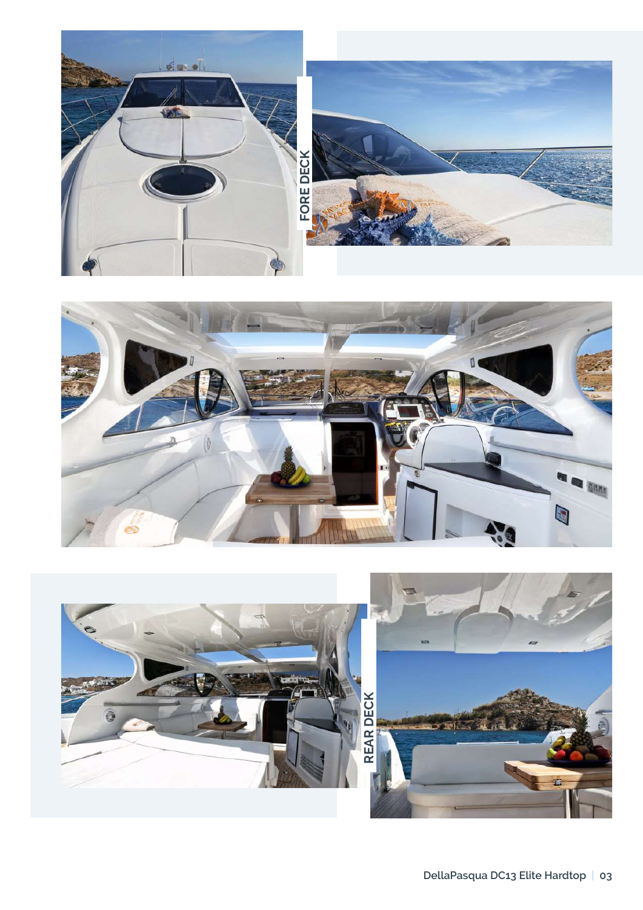FORE DECK

REAR DECK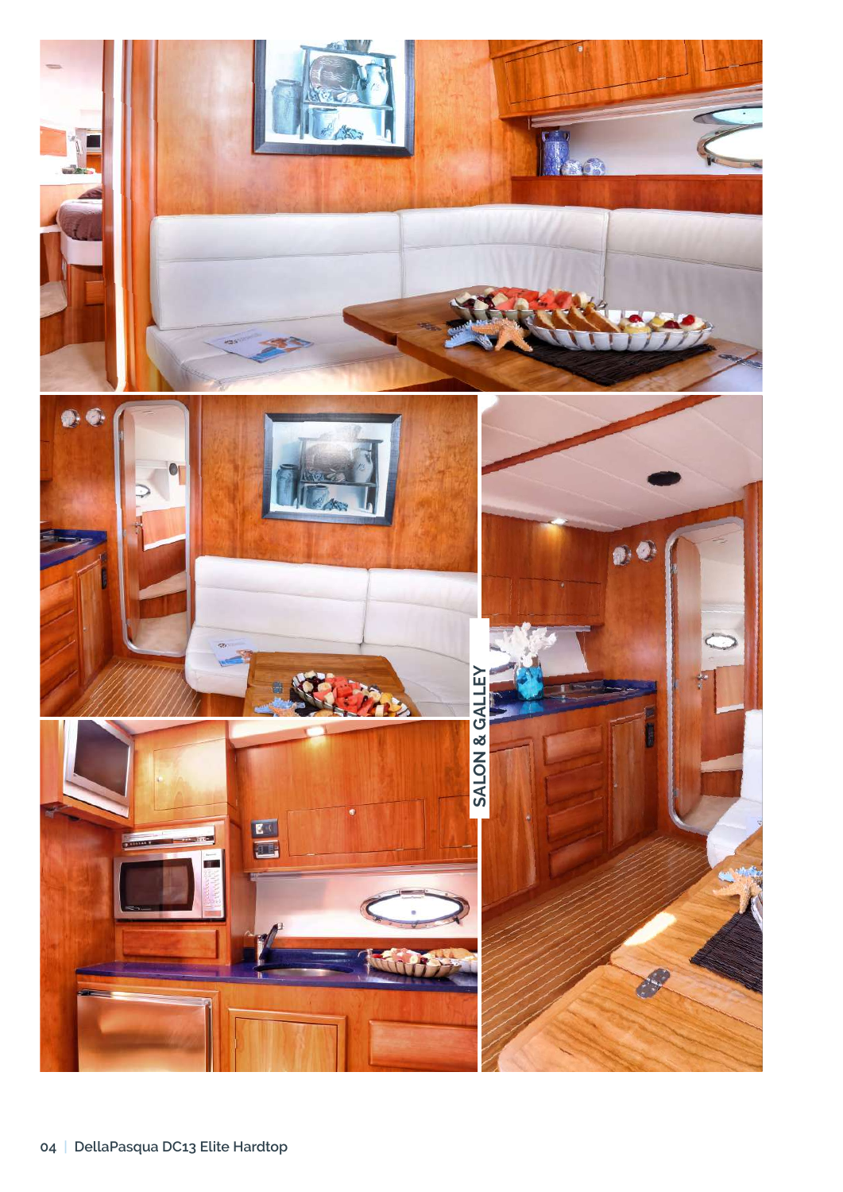SALON & GALLEY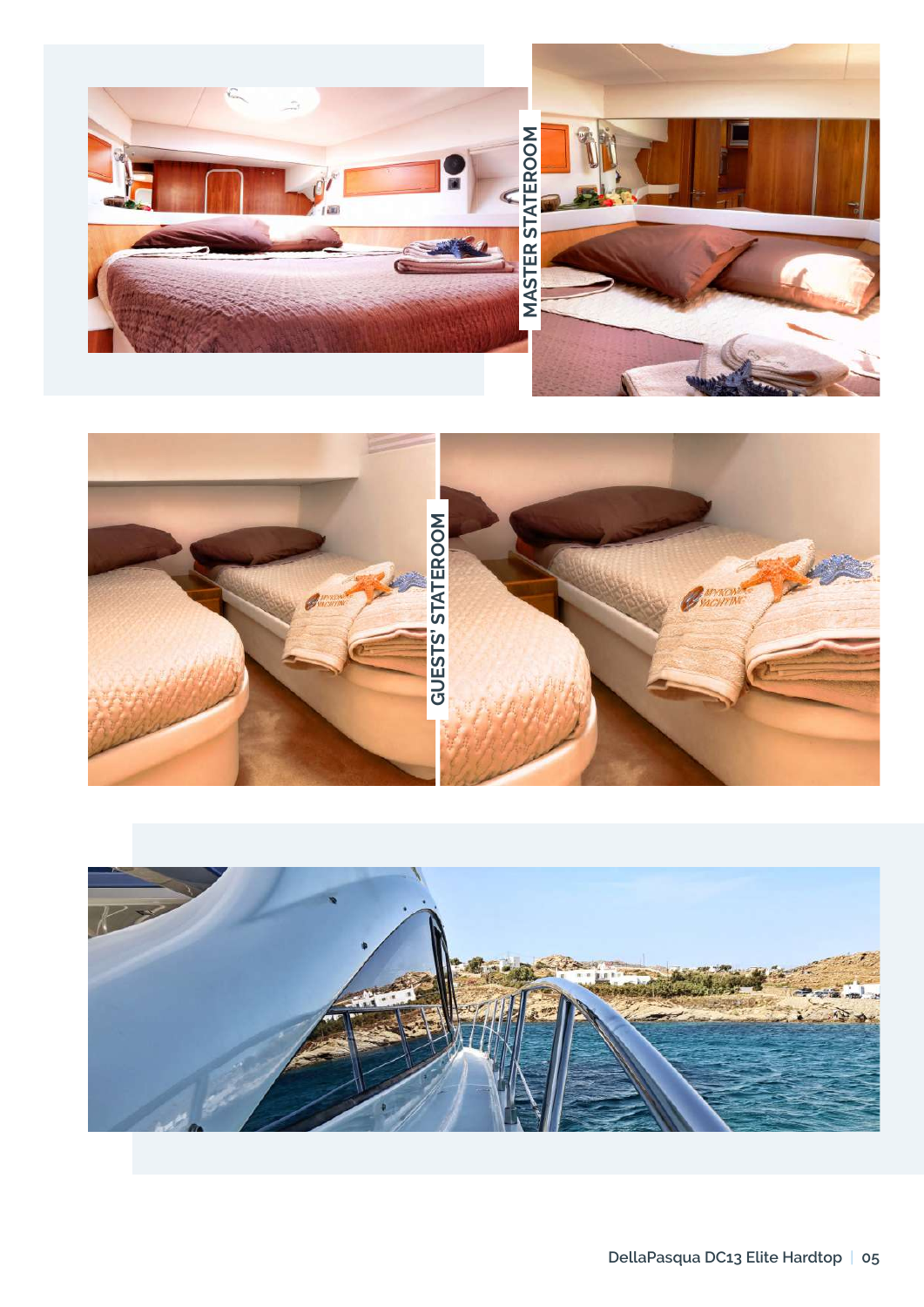MASTER STATEROOM

GUESTS' STATEROOM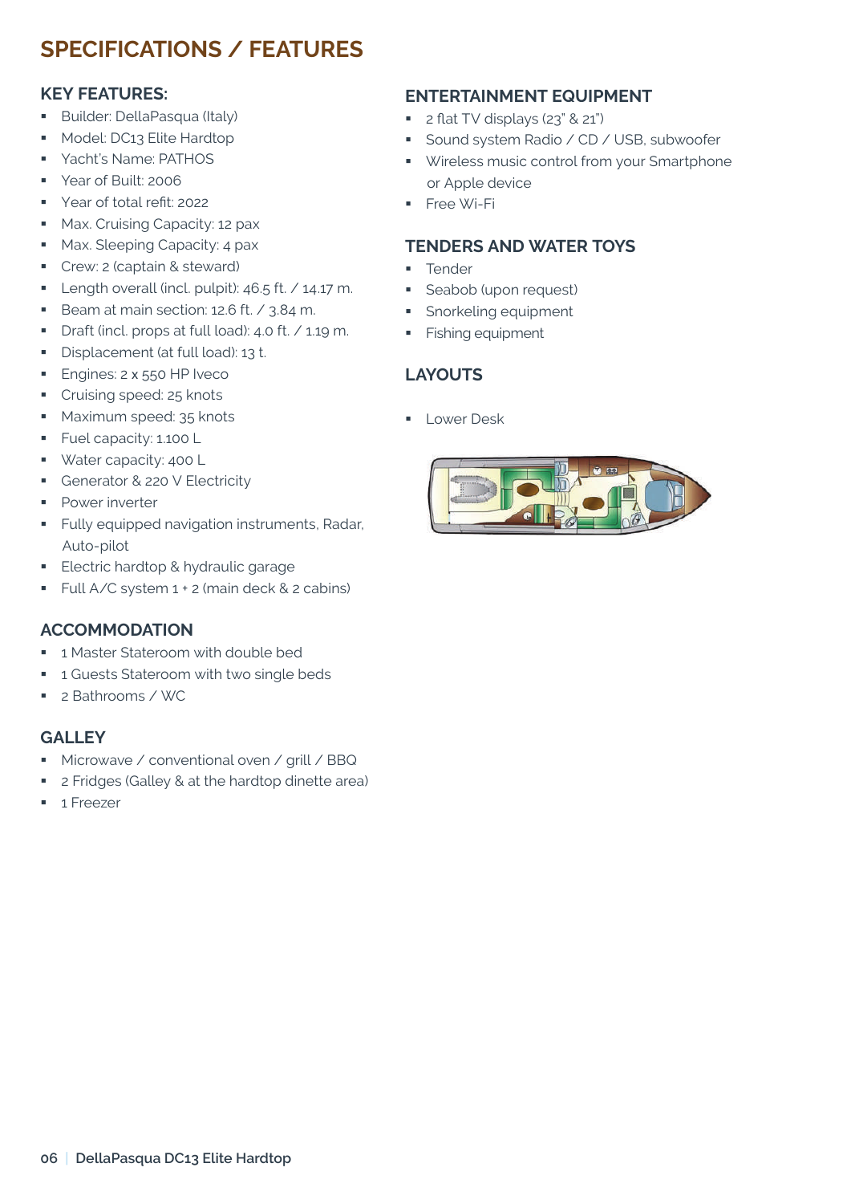# SPECIFICATIONS / FEATURES

## KEY FEATURES:

- Builder: DellaPasqua (Italy)
- Model: DC13 Elite Hardtop
- Yacht's Name: PATHOS
- Year of Built: 2006
- Year of total refit: 2022
- Max. Cruising Capacity: 12 pax
- Max. Sleeping Capacity: 4 pax
- Crew: 2 (captain & steward)
- Length overall (incl. pulpit): 46.5 ft. / 14.17 m.
- Beam at main section: 12.6 ft. / 3.84 m.
- Draft (incl. props at full load): 4.0 ft. / 1.19 m.
- Displacement (at full load): 13 t.
- Engines: 2 x 550 HP Iveco
- Cruising speed: 25 knots
- Maximum speed: 35 knots
- Fuel capacity: 1.100 L
- Water capacity: 400 L
- Generator & 220 V Electricity
- Power inverter
- Fully equipped navigation instruments, Radar, Auto-pilot
- Electric hardtop & hydraulic garage
- Full A/C system 1 + 2 (main deck & 2 cabins)

## ACCOMMODATION

- 1 Master Stateroom with double bed
- 1 Guests Stateroom with two single beds
- 2 Bathrooms / WC

## GALLEY

- Microwave / conventional oven / grill / BBQ
- 2 Fridges (Galley & at the hardtop dinette area)
- 1 Freezer

## ENTERTAINMENT EQUIPMENT

- 2 flat TV displays (23" & 21")
- Sound system Radio / CD / USB, subwoofer
- Wireless music control from your Smartphone or Apple device
- Free Wi-Fi

## TENDERS AND WATER TOYS

- Tender
- Seabob (upon request)
- Snorkeling equipment
- Fishing equipment

## LAYOUTS

- Lower Desk